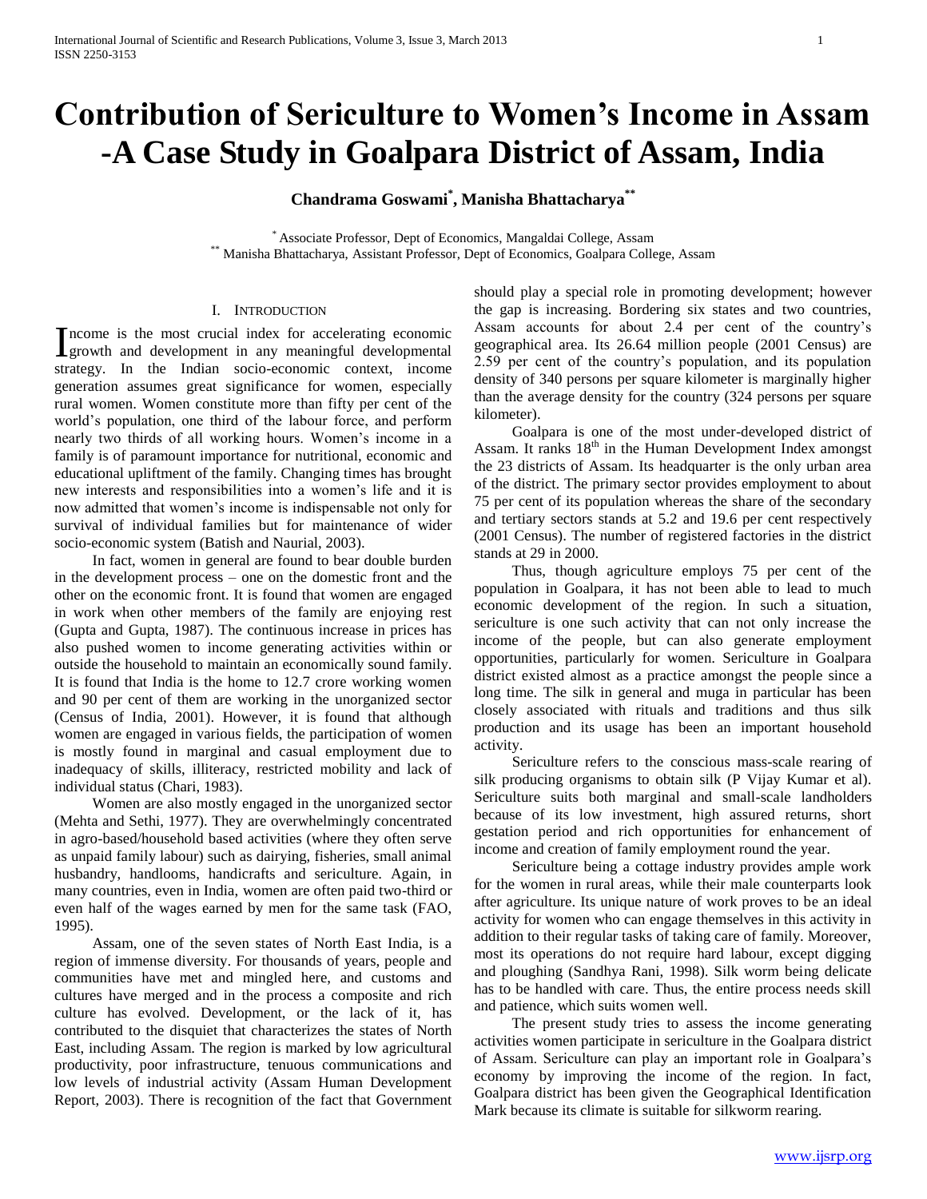# Contribution of Sericulture to Women's Income in Assam -A Case Study in Goalpara District of Assam, India

**Chandrama Goswami[*], Manisha Bhattacharya[**]**

[*] Associate Professor, Dept of Economics, Mangaldai College, Assam
[**] Manisha Bhattacharya, Assistant Professor, Dept of Economics, Goalpara College, Assam

## I. Introduction

Income is the most crucial index for accelerating economic growth and development in any meaningful developmental strategy. In the Indian socio-economic context, income generation assumes great significance for women, especially rural women. Women constitute more than fifty per cent of the world's population, one third of the labour force, and perform nearly two thirds of all working hours. Women's income in a family is of paramount importance for nutritional, economic and educational upliftment of the family. Changing times has brought new interests and responsibilities into a women's life and it is now admitted that women's income is indispensable not only for survival of individual families but for maintenance of wider socio-economic system (Batish and Naurial, 2003).

In fact, women in general are found to bear double burden in the development process – one on the domestic front and the other on the economic front. It is found that women are engaged in work when other members of the family are enjoying rest (Gupta and Gupta, 1987). The continuous increase in prices has also pushed women to income generating activities within or outside the household to maintain an economically sound family. It is found that India is the home to 12.7 crore working women and 90 per cent of them are working in the unorganized sector (Census of India, 2001). However, it is found that although women are engaged in various fields, the participation of women is mostly found in marginal and casual employment due to inadequacy of skills, illiteracy, restricted mobility and lack of individual status (Chari, 1983).

Women are also mostly engaged in the unorganized sector (Mehta and Sethi, 1977). They are overwhelmingly concentrated in agro-based/household based activities (where they often serve as unpaid family labour) such as dairying, fisheries, small animal husbandry, handlooms, handicrafts and sericulture. Again, in many countries, even in India, women are often paid two-third or even half of the wages earned by men for the same task (FAO, 1995).

Assam, one of the seven states of North East India, is a region of immense diversity. For thousands of years, people and communities have met and mingled here, and customs and cultures have merged and in the process a composite and rich culture has evolved. Development, or the lack of it, has contributed to the disquiet that characterizes the states of North East, including Assam. The region is marked by low agricultural productivity, poor infrastructure, tenuous communications and low levels of industrial activity (Assam Human Development Report, 2003). There is recognition of the fact that Government should play a special role in promoting development; however the gap is increasing. Bordering six states and two countries, Assam accounts for about 2.4 per cent of the country's geographical area. Its 26.64 million people (2001 Census) are 2.59 per cent of the country's population, and its population density of 340 persons per square kilometer is marginally higher than the average density for the country (324 persons per square kilometer).

Goalpara is one of the most under-developed district of Assam. It ranks 18th in the Human Development Index amongst the 23 districts of Assam. Its headquarter is the only urban area of the district. The primary sector provides employment to about 75 per cent of its population whereas the share of the secondary and tertiary sectors stands at 5.2 and 19.6 per cent respectively (2001 Census). The number of registered factories in the district stands at 29 in 2000.

Thus, though agriculture employs 75 per cent of the population in Goalpara, it has not been able to lead to much economic development of the region. In such a situation, sericulture is one such activity that can not only increase the income of the people, but can also generate employment opportunities, particularly for women. Sericulture in Goalpara district existed almost as a practice amongst the people since a long time. The silk in general and muga in particular has been closely associated with rituals and traditions and thus silk production and its usage has been an important household activity.

Sericulture refers to the conscious mass-scale rearing of silk producing organisms to obtain silk (P Vijay Kumar et al). Sericulture suits both marginal and small-scale landholders because of its low investment, high assured returns, short gestation period and rich opportunities for enhancement of income and creation of family employment round the year.

Sericulture being a cottage industry provides ample work for the women in rural areas, while their male counterparts look after agriculture. Its unique nature of work proves to be an ideal activity for women who can engage themselves in this activity in addition to their regular tasks of taking care of family. Moreover, most its operations do not require hard labour, except digging and ploughing (Sandhya Rani, 1998). Silk worm being delicate has to be handled with care. Thus, the entire process needs skill and patience, which suits women well.

The present study tries to assess the income generating activities women participate in sericulture in the Goalpara district of Assam. Sericulture can play an important role in Goalpara's economy by improving the income of the region. In fact, Goalpara district has been given the Geographical Identification Mark because its climate is suitable for silkworm rearing.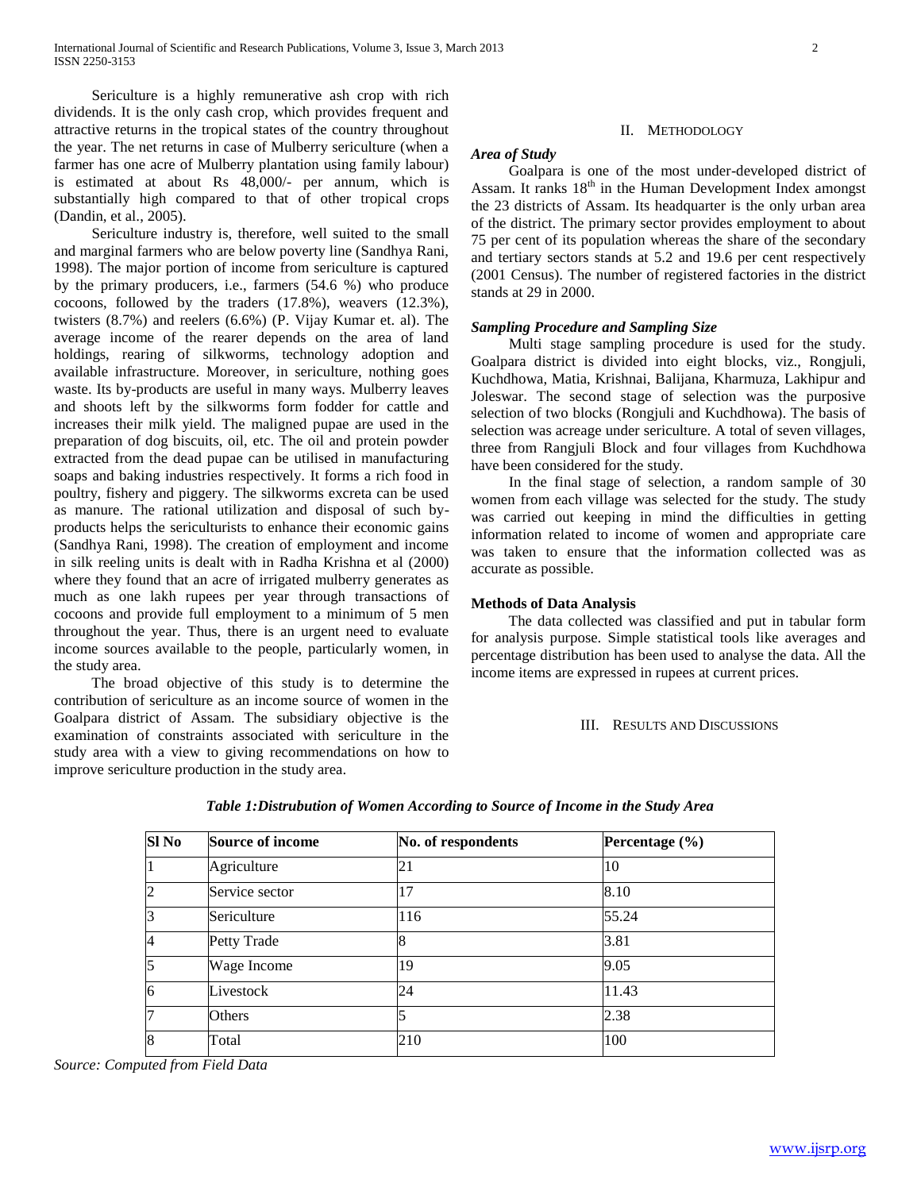Sericulture is a highly remunerative ash crop with rich dividends. It is the only cash crop, which provides frequent and attractive returns in the tropical states of the country throughout the year. The net returns in case of Mulberry sericulture (when a farmer has one acre of Mulberry plantation using family labour) is estimated at about Rs 48,000/- per annum, which is substantially high compared to that of other tropical crops (Dandin, et al., 2005).

Sericulture industry is, therefore, well suited to the small and marginal farmers who are below poverty line (Sandhya Rani, 1998). The major portion of income from sericulture is captured by the primary producers, i.e., farmers (54.6 %) who produce cocoons, followed by the traders (17.8%), weavers (12.3%), twisters (8.7%) and reelers (6.6%) (P. Vijay Kumar et. al). The average income of the rearer depends on the area of land holdings, rearing of silkworms, technology adoption and available infrastructure. Moreover, in sericulture, nothing goes waste. Its by-products are useful in many ways. Mulberry leaves and shoots left by the silkworms form fodder for cattle and increases their milk yield. The maligned pupae are used in the preparation of dog biscuits, oil, etc. The oil and protein powder extracted from the dead pupae can be utilised in manufacturing soaps and baking industries respectively. It forms a rich food in poultry, fishery and piggery. The silkworms excreta can be used as manure. The rational utilization and disposal of such by-products helps the sericulturists to enhance their economic gains (Sandhya Rani, 1998). The creation of employment and income in silk reeling units is dealt with in Radha Krishna et al (2000) where they found that an acre of irrigated mulberry generates as much as one lakh rupees per year through transactions of cocoons and provide full employment to a minimum of 5 men throughout the year. Thus, there is an urgent need to evaluate income sources available to the people, particularly women, in the study area.

The broad objective of this study is to determine the contribution of sericulture as an income source of women in the Goalpara district of Assam. The subsidiary objective is the examination of constraints associated with sericulture in the study area with a view to giving recommendations on how to improve sericulture production in the study area.

## II. Methodology

***Area of Study***

Goalpara is one of the most under-developed district of Assam. It ranks 18th in the Human Development Index amongst the 23 districts of Assam. Its headquarter is the only urban area of the district. The primary sector provides employment to about 75 per cent of its population whereas the share of the secondary and tertiary sectors stands at 5.2 and 19.6 per cent respectively (2001 Census). The number of registered factories in the district stands at 29 in 2000.

***Sampling Procedure and Sampling Size***

Multi stage sampling procedure is used for the study. Goalpara district is divided into eight blocks, viz., Rongjuli, Kuchdhowa, Matia, Krishnai, Balijana, Kharmuza, Lakhipur and Joleswar. The second stage of selection was the purposive selection of two blocks (Rongjuli and Kuchdhowa). The basis of selection was acreage under sericulture. A total of seven villages, three from Rangjuli Block and four villages from Kuchdhowa have been considered for the study.

In the final stage of selection, a random sample of 30 women from each village was selected for the study. The study was carried out keeping in mind the difficulties in getting information related to income of women and appropriate care was taken to ensure that the information collected was as accurate as possible.

**Methods of Data Analysis**

The data collected was classified and put in tabular form for analysis purpose. Simple statistical tools like averages and percentage distribution has been used to analyse the data. All the income items are expressed in rupees at current prices.

## III. Results and Discussions

***Table 1:Distrubution of Women According to Source of Income in the Study Area***

| Sl No | Source of income | No. of respondents | Percentage (%) |
|---|---|---|---|
| 1 | Agriculture | 21 | 10 |
| 2 | Service sector | 17 | 8.10 |
| 3 | Sericulture | 116 | 55.24 |
| 4 | Petty Trade | 8 | 3.81 |
| 5 | Wage Income | 19 | 9.05 |
| 6 | Livestock | 24 | 11.43 |
| 7 | Others | 5 | 2.38 |
| 8 | Total | 210 | 100 |

*Source: Computed from Field Data*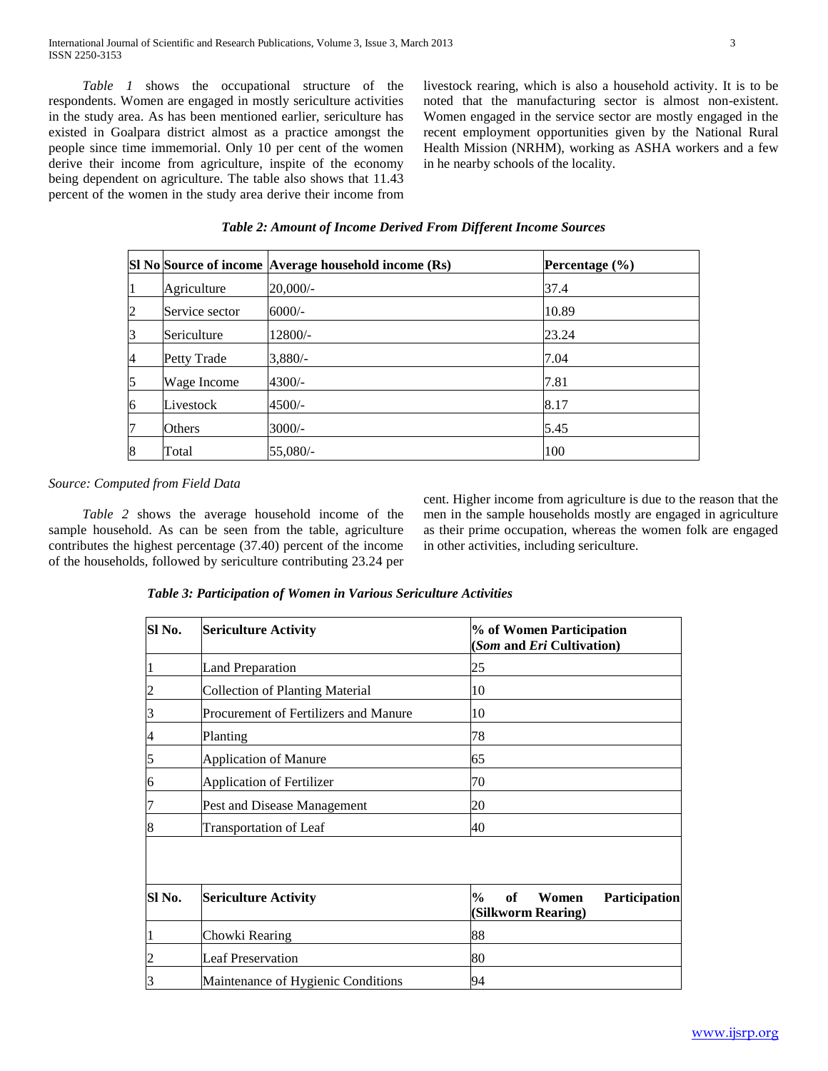*Table 1* shows the occupational structure of the respondents. Women are engaged in mostly sericulture activities in the study area. As has been mentioned earlier, sericulture has existed in Goalpara district almost as a practice amongst the people since time immemorial. Only 10 per cent of the women derive their income from agriculture, inspite of the economy being dependent on agriculture. The table also shows that 11.43 percent of the women in the study area derive their income from livestock rearing, which is also a household activity. It is to be noted that the manufacturing sector is almost non-existent. Women engaged in the service sector are mostly engaged in the recent employment opportunities given by the National Rural Health Mission (NRHM), working as ASHA workers and a few in he nearby schools of the locality.

***Table 2: Amount of Income Derived From Different Income Sources***

| Sl No | Source of income | Average household income (Rs) | Percentage (%) |
|---|---|---|---|
| 1 | Agriculture | 20,000/- | 37.4 |
| 2 | Service sector | 6000/- | 10.89 |
| 3 | Sericulture | 12800/- | 23.24 |
| 4 | Petty Trade | 3,880/- | 7.04 |
| 5 | Wage Income | 4300/- | 7.81 |
| 6 | Livestock | 4500/- | 8.17 |
| 7 | Others | 3000/- | 5.45 |
| 8 | Total | 55,080/- | 100 |

*Source: Computed from Field Data*

*Table 2* shows the average household income of the sample household. As can be seen from the table, agriculture contributes the highest percentage (37.40) percent of the income of the households, followed by sericulture contributing 23.24 per cent. Higher income from agriculture is due to the reason that the men in the sample households mostly are engaged in agriculture as their prime occupation, whereas the women folk are engaged in other activities, including sericulture.

***Table 3: Participation of Women in Various Sericulture Activities***

| Sl No. | Sericulture Activity | % of Women Participation (*Som* and *Eri* Cultivation) |
|---|---|---|
| 1 | Land Preparation | 25 |
| 2 | Collection of Planting Material | 10 |
| 3 | Procurement of Fertilizers and Manure | 10 |
| 4 | Planting | 78 |
| 5 | Application of Manure | 65 |
| 6 | Application of Fertilizer | 70 |
| 7 | Pest and Disease Management | 20 |
| 8 | Transportation of Leaf | 40 |

| Sl No. | Sericulture Activity | % of Women Participation (Silkworm Rearing) |
|---|---|---|
| 1 | Chowki Rearing | 88 |
| 2 | Leaf Preservation | 80 |
| 3 | Maintenance of Hygienic Conditions | 94 |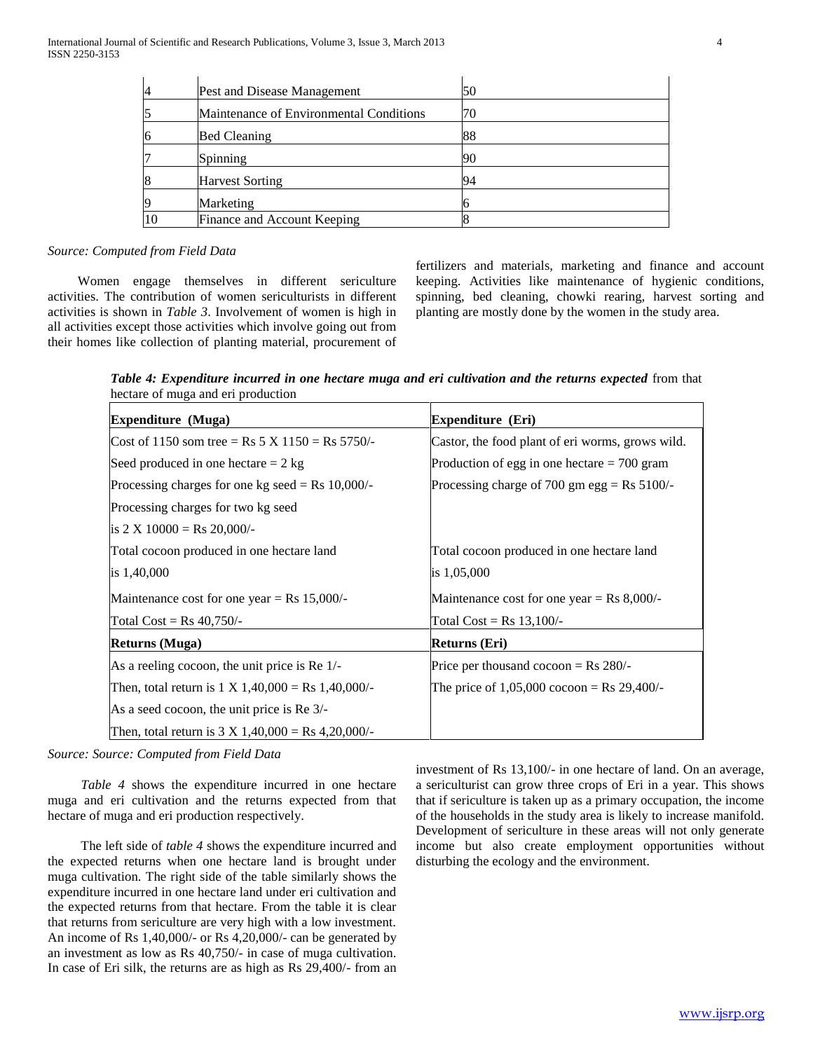| 4 | Pest and Disease Management | 50 |
|---|---|---|
| 5 | Maintenance of Environmental Conditions | 70 |
| 6 | Bed Cleaning | 88 |
| 7 | Spinning | 90 |
| 8 | Harvest Sorting | 94 |
| 9 | Marketing | 6 |
| 10 | Finance and Account Keeping | 8 |

*Source: Computed from Field Data*

Women engage themselves in different sericulture activities. The contribution of women sericulturists in different activities is shown in *Table 3*. Involvement of women is high in all activities except those activities which involve going out from their homes like collection of planting material, procurement of fertilizers and materials, marketing and finance and account keeping. Activities like maintenance of hygienic conditions, spinning, bed cleaning, chowki rearing, harvest sorting and planting are mostly done by the women in the study area.

***Table 4: Expenditure incurred in one hectare muga and eri cultivation and the returns expected*** from that hectare of muga and eri production

| **Expenditure (Muga)** | **Expenditure (Eri)** |
|---|---|
| Cost of 1150 som tree = Rs 5 X 1150 = Rs 5750/- | Castor, the food plant of eri worms, grows wild. |
| Seed produced in one hectare = 2 kg | Production of egg in one hectare = 700 gram |
| Processing charges for one kg seed = Rs 10,000/- | Processing charge of 700 gm egg = Rs 5100/- |
| Processing charges for two kg seed is 2 X 10000 = Rs 20,000/- | |
| Total cocoon produced in one hectare land is 1,40,000 | Total cocoon produced in one hectare land is 1,05,000 |
| Maintenance cost for one year = Rs 15,000/- | Maintenance cost for one year = Rs 8,000/- |
| Total Cost = Rs 40,750/- | Total Cost = Rs 13,100/- |
| **Returns (Muga)** | **Returns (Eri)** |
| As a reeling cocoon, the unit price is Re 1/- | Price per thousand cocoon = Rs 280/- |
| Then, total return is 1 X 1,40,000 = Rs 1,40,000/- | The price of 1,05,000 cocoon = Rs 29,400/- |
| As a seed cocoon, the unit price is Re 3/- | |
| Then, total return is 3 X 1,40,000 = Rs 4,20,000/- | |

*Source: Source: Computed from Field Data*

*Table 4* shows the expenditure incurred in one hectare muga and eri cultivation and the returns expected from that hectare of muga and eri production respectively.

The left side of *table 4* shows the expenditure incurred and the expected returns when one hectare land is brought under muga cultivation. The right side of the table similarly shows the expenditure incurred in one hectare land under eri cultivation and the expected returns from that hectare. From the table it is clear that returns from sericulture are very high with a low investment. An income of Rs 1,40,000/- or Rs 4,20,000/- can be generated by an investment as low as Rs 40,750/- in case of muga cultivation. In case of Eri silk, the returns are as high as Rs 29,400/- from an investment of Rs 13,100/- in one hectare of land. On an average, a sericulturist can grow three crops of Eri in a year. This shows that if sericulture is taken up as a primary occupation, the income of the households in the study area is likely to increase manifold. Development of sericulture in these areas will not only generate income but also create employment opportunities without disturbing the ecology and the environment.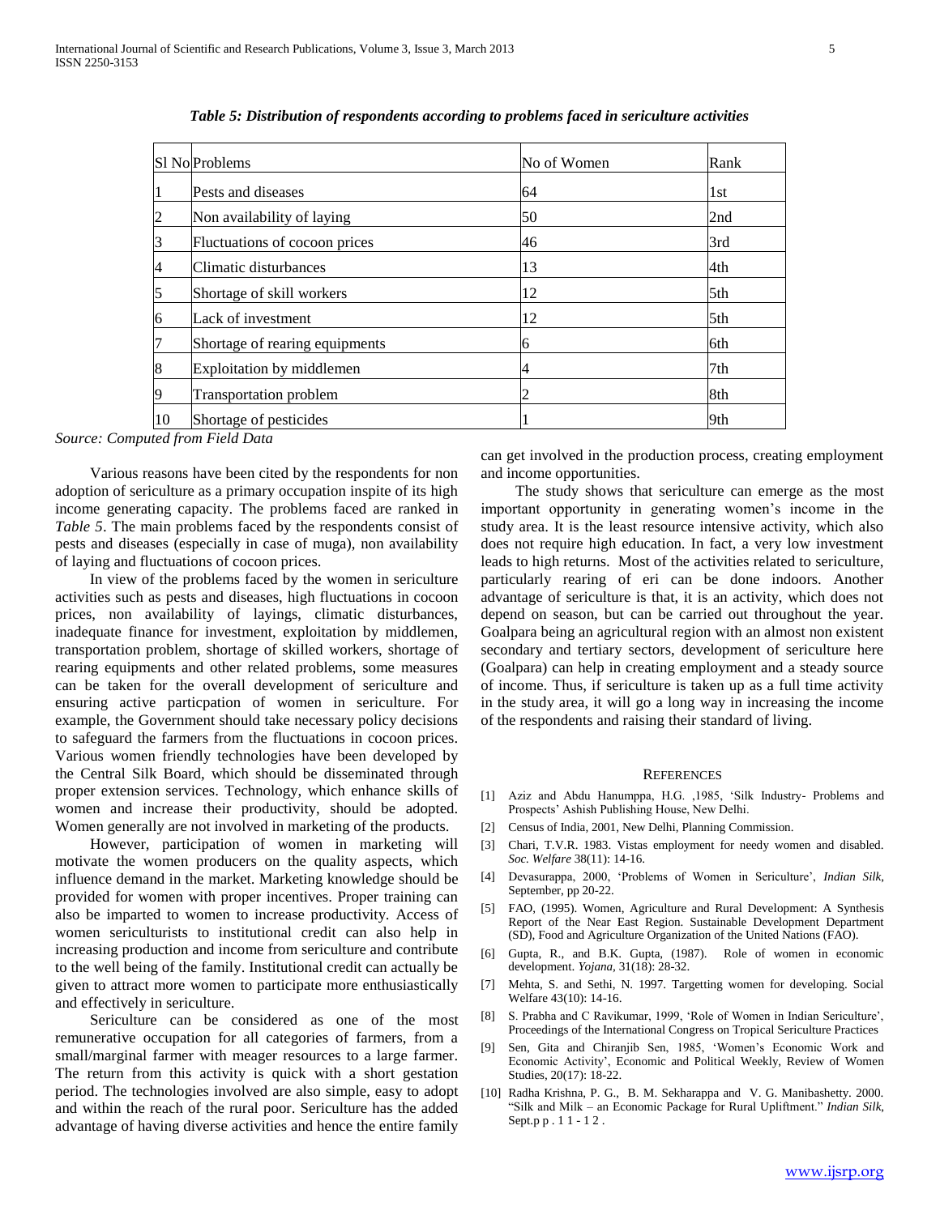*Table 5: Distribution of respondents according to problems faced in sericulture activities*

| Sl No | Problems | No of Women | Rank |
|---|---|---|---|
| 1 | Pests and diseases | 64 | 1st |
| 2 | Non availability of laying | 50 | 2nd |
| 3 | Fluctuations of cocoon prices | 46 | 3rd |
| 4 | Climatic disturbances | 13 | 4th |
| 5 | Shortage of skill workers | 12 | 5th |
| 6 | Lack of investment | 12 | 5th |
| 7 | Shortage of rearing equipments | 6 | 6th |
| 8 | Exploitation by middlemen | 4 | 7th |
| 9 | Transportation problem | 2 | 8th |
| 10 | Shortage of pesticides | 1 | 9th |

*Source: Computed from Field Data*

Various reasons have been cited by the respondents for non adoption of sericulture as a primary occupation inspite of its high income generating capacity. The problems faced are ranked in *Table 5*. The main problems faced by the respondents consist of pests and diseases (especially in case of muga), non availability of laying and fluctuations of cocoon prices.

In view of the problems faced by the women in sericulture activities such as pests and diseases, high fluctuations in cocoon prices, non availability of layings, climatic disturbances, inadequate finance for investment, exploitation by middlemen, transportation problem, shortage of skilled workers, shortage of rearing equipments and other related problems, some measures can be taken for the overall development of sericulture and ensuring active particpation of women in sericulture. For example, the Government should take necessary policy decisions to safeguard the farmers from the fluctuations in cocoon prices. Various women friendly technologies have been developed by the Central Silk Board, which should be disseminated through proper extension services. Technology, which enhance skills of women and increase their productivity, should be adopted. Women generally are not involved in marketing of the products.

However, participation of women in marketing will motivate the women producers on the quality aspects, which influence demand in the market. Marketing knowledge should be provided for women with proper incentives. Proper training can also be imparted to women to increase productivity. Access of women sericulturists to institutional credit can also help in increasing production and income from sericulture and contribute to the well being of the family. Institutional credit can actually be given to attract more women to participate more enthusiastically and effectively in sericulture.

Sericulture can be considered as one of the most remunerative occupation for all categories of farmers, from a small/marginal farmer with meager resources to a large farmer. The return from this activity is quick with a short gestation period. The technologies involved are also simple, easy to adopt and within the reach of the rural poor. Sericulture has the added advantage of having diverse activities and hence the entire family can get involved in the production process, creating employment and income opportunities.

The study shows that sericulture can emerge as the most important opportunity in generating women's income in the study area. It is the least resource intensive activity, which also does not require high education. In fact, a very low investment leads to high returns. Most of the activities related to sericulture, particularly rearing of eri can be done indoors. Another advantage of sericulture is that, it is an activity, which does not depend on season, but can be carried out throughout the year. Goalpara being an agricultural region with an almost non existent secondary and tertiary sectors, development of sericulture here (Goalpara) can help in creating employment and a steady source of income. Thus, if sericulture is taken up as a full time activity in the study area, it will go a long way in increasing the income of the respondents and raising their standard of living.

## References

[1] Aziz and Abdu Hanumppa, H.G. ,1985, 'Silk Industry- Problems and Prospects' Ashish Publishing House, New Delhi.

[2] Census of India, 2001, New Delhi, Planning Commission.

[3] Chari, T.V.R. 1983. Vistas employment for needy women and disabled. *Soc. Welfare* 38(11): 14-16.

[4] Devasurappa, 2000, 'Problems of Women in Sericulture', *Indian Silk*, September, pp 20-22.

[5] FAO, (1995). Women, Agriculture and Rural Development: A Synthesis Report of the Near East Region. Sustainable Development Department (SD), Food and Agriculture Organization of the United Nations (FAO).

[6] Gupta, R., and B.K. Gupta, (1987). Role of women in economic development. *Yojana*, 31(18): 28-32.

[7] Mehta, S. and Sethi, N. 1997. Targetting women for developing. Social Welfare 43(10): 14-16.

[8] S. Prabha and C Ravikumar, 1999, 'Role of Women in Indian Sericulture', Proceedings of the International Congress on Tropical Sericulture Practices

[9] Sen, Gita and Chiranjib Sen, 1985, 'Women's Economic Work and Economic Activity', Economic and Political Weekly, Review of Women Studies, 20(17): 18-22.

[10] Radha Krishna, P. G., B. M. Sekharappa and V. G. Manibashetty. 2000. "Silk and Milk – an Economic Package for Rural Upliftment." *Indian Silk*, Sept.p p . 1 1 - 1 2 .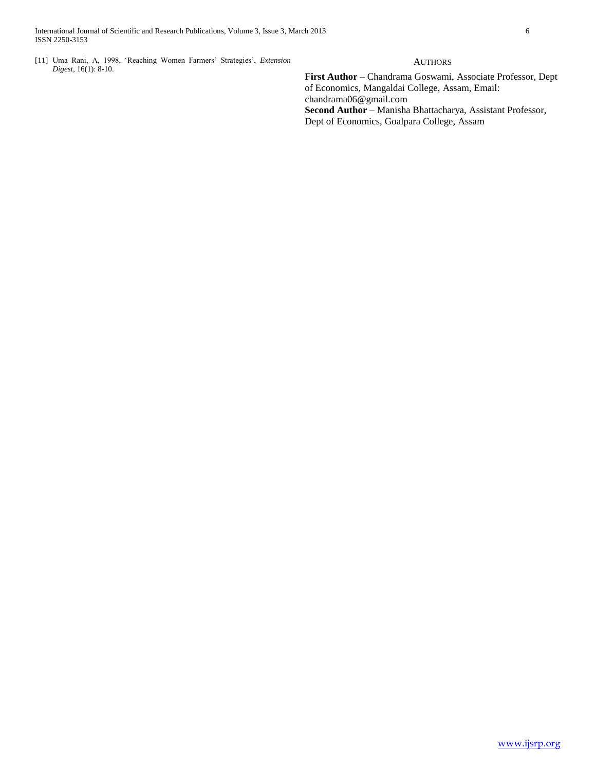[11] Uma Rani, A, 1998, 'Reaching Women Farmers' Strategies', *Extension Digest*, 16(1): 8-10.

## AUTHORS

**First Author** – Chandrama Goswami, Associate Professor, Dept of Economics, Mangaldai College, Assam, Email: chandrama06@gmail.com

**Second Author** – Manisha Bhattacharya, Assistant Professor, Dept of Economics, Goalpara College, Assam